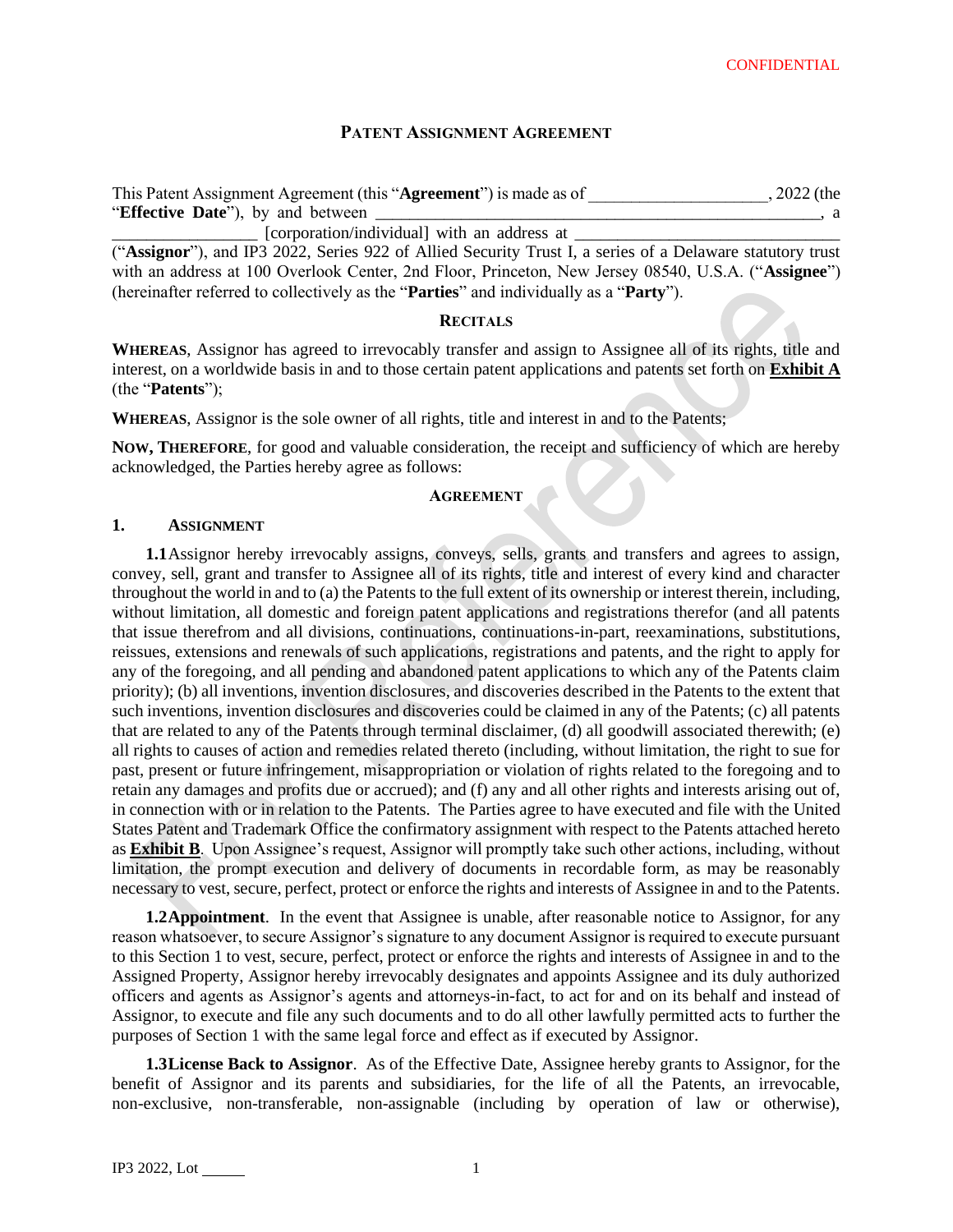CONFIDENTIAL

# PATENT ASSIGNMENT AGREEMENT

This Patent Assignment Agreement (this "**Agreement**") is made as of ____________________, 2022 (the "**Effective Date**"), by and between ____________________________________________________, a _________________ [corporation/individual] with an address at ______________________________ ("**Assignor**"), and IP3 2022, Series 922 of Allied Security Trust I, a series of a Delaware statutory trust with an address at 100 Overlook Center, 2nd Floor, Princeton, New Jersey 08540, U.S.A. ("**Assignee**") (hereinafter referred to collectively as the "**Parties**" and individually as a "**Party**").

## RECITALS

**WHEREAS**, Assignor has agreed to irrevocably transfer and assign to Assignee all of its rights, title and interest, on a worldwide basis in and to those certain patent applications and patents set forth on **Exhibit A** (the "**Patents**");

**WHEREAS**, Assignor is the sole owner of all rights, title and interest in and to the Patents;

**NOW, THEREFORE**, for good and valuable consideration, the receipt and sufficiency of which are hereby acknowledged, the Parties hereby agree as follows:

## AGREEMENT

### 1. ASSIGNMENT

**1.1** Assignor hereby irrevocably assigns, conveys, sells, grants and transfers and agrees to assign, convey, sell, grant and transfer to Assignee all of its rights, title and interest of every kind and character throughout the world in and to (a) the Patents to the full extent of its ownership or interest therein, including, without limitation, all domestic and foreign patent applications and registrations therefor (and all patents that issue therefrom and all divisions, continuations, continuations-in-part, reexaminations, substitutions, reissues, extensions and renewals of such applications, registrations and patents, and the right to apply for any of the foregoing, and all pending and abandoned patent applications to which any of the Patents claim priority); (b) all inventions, invention disclosures, and discoveries described in the Patents to the extent that such inventions, invention disclosures and discoveries could be claimed in any of the Patents; (c) all patents that are related to any of the Patents through terminal disclaimer, (d) all goodwill associated therewith; (e) all rights to causes of action and remedies related thereto (including, without limitation, the right to sue for past, present or future infringement, misappropriation or violation of rights related to the foregoing and to retain any damages and profits due or accrued); and (f) any and all other rights and interests arising out of, in connection with or in relation to the Patents. The Parties agree to have executed and file with the United States Patent and Trademark Office the confirmatory assignment with respect to the Patents attached hereto as **Exhibit B**. Upon Assignee's request, Assignor will promptly take such other actions, including, without limitation, the prompt execution and delivery of documents in recordable form, as may be reasonably necessary to vest, secure, perfect, protect or enforce the rights and interests of Assignee in and to the Patents.

**1.2 Appointment**. In the event that Assignee is unable, after reasonable notice to Assignor, for any reason whatsoever, to secure Assignor's signature to any document Assignor is required to execute pursuant to this Section 1 to vest, secure, perfect, protect or enforce the rights and interests of Assignee in and to the Assigned Property, Assignor hereby irrevocably designates and appoints Assignee and its duly authorized officers and agents as Assignor's agents and attorneys-in-fact, to act for and on its behalf and instead of Assignor, to execute and file any such documents and to do all other lawfully permitted acts to further the purposes of Section 1 with the same legal force and effect as if executed by Assignor.

**1.3 License Back to Assignor**. As of the Effective Date, Assignee hereby grants to Assignor, for the benefit of Assignor and its parents and subsidiaries, for the life of all the Patents, an irrevocable, non-exclusive, non-transferable, non-assignable (including by operation of law or otherwise),

IP3 2022, Lot ______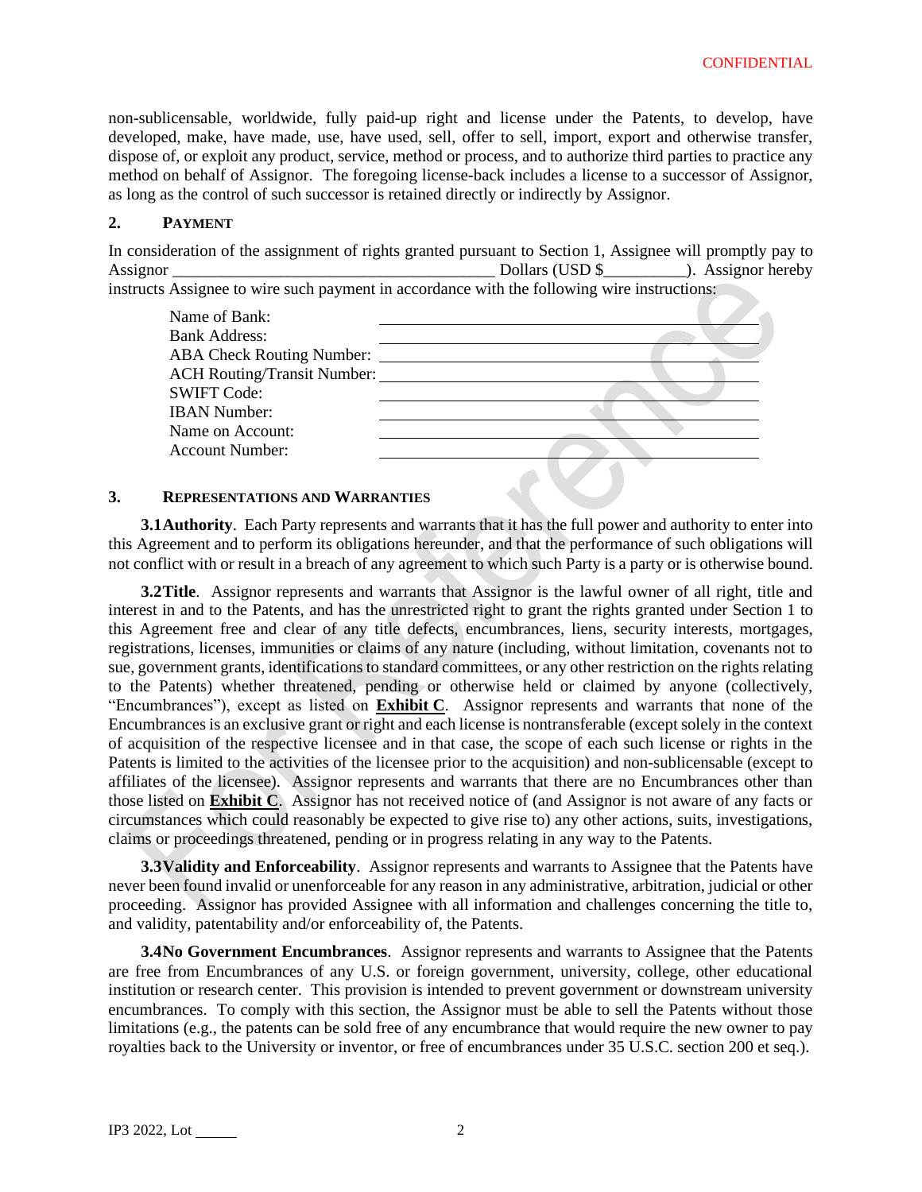non-sublicensable, worldwide, fully paid-up right and license under the Patents, to develop, have developed, make, have made, use, have used, sell, offer to sell, import, export and otherwise transfer, dispose of, or exploit any product, service, method or process, and to authorize third parties to practice any method on behalf of Assignor. The foregoing license-back includes a license to a successor of Assignor, as long as the control of such successor is retained directly or indirectly by Assignor.

## 2. PAYMENT

In consideration of the assignment of rights granted pursuant to Section 1, Assignee will promptly pay to Assignor ______________________________________ Dollars (USD $__________). Assignor hereby instructs Assignee to wire such payment in accordance with the following wire instructions:

| | |
|---|---|
| Name of Bank: | ______________________________ |
| Bank Address: | ______________________________ |
| ABA Check Routing Number: | ______________________________ |
| ACH Routing/Transit Number: | ______________________________ |
| SWIFT Code: | ______________________________ |
| IBAN Number: | ______________________________ |
| Name on Account: | ______________________________ |
| Account Number: | ______________________________ |

## 3. REPRESENTATIONS AND WARRANTIES

**3.1 Authority**. Each Party represents and warrants that it has the full power and authority to enter into this Agreement and to perform its obligations hereunder, and that the performance of such obligations will not conflict with or result in a breach of any agreement to which such Party is a party or is otherwise bound.

**3.2 Title**. Assignor represents and warrants that Assignor is the lawful owner of all right, title and interest in and to the Patents, and has the unrestricted right to grant the rights granted under Section 1 to this Agreement free and clear of any title defects, encumbrances, liens, security interests, mortgages, registrations, licenses, immunities or claims of any nature (including, without limitation, covenants not to sue, government grants, identifications to standard committees, or any other restriction on the rights relating to the Patents) whether threatened, pending or otherwise held or claimed by anyone (collectively, "Encumbrances"), except as listed on **Exhibit C**. Assignor represents and warrants that none of the Encumbrances is an exclusive grant or right and each license is nontransferable (except solely in the context of acquisition of the respective licensee and in that case, the scope of each such license or rights in the Patents is limited to the activities of the licensee prior to the acquisition) and non-sublicensable (except to affiliates of the licensee). Assignor represents and warrants that there are no Encumbrances other than those listed on **Exhibit C**. Assignor has not received notice of (and Assignor is not aware of any facts or circumstances which could reasonably be expected to give rise to) any other actions, suits, investigations, claims or proceedings threatened, pending or in progress relating in any way to the Patents.

**3.3 Validity and Enforceability**. Assignor represents and warrants to Assignee that the Patents have never been found invalid or unenforceable for any reason in any administrative, arbitration, judicial or other proceeding. Assignor has provided Assignee with all information and challenges concerning the title to, and validity, patentability and/or enforceability of, the Patents.

**3.4 No Government Encumbrances**. Assignor represents and warrants to Assignee that the Patents are free from Encumbrances of any U.S. or foreign government, university, college, other educational institution or research center. This provision is intended to prevent government or downstream university encumbrances. To comply with this section, the Assignor must be able to sell the Patents without those limitations (e.g., the patents can be sold free of any encumbrance that would require the new owner to pay royalties back to the University or inventor, or free of encumbrances under 35 U.S.C. section 200 et seq.).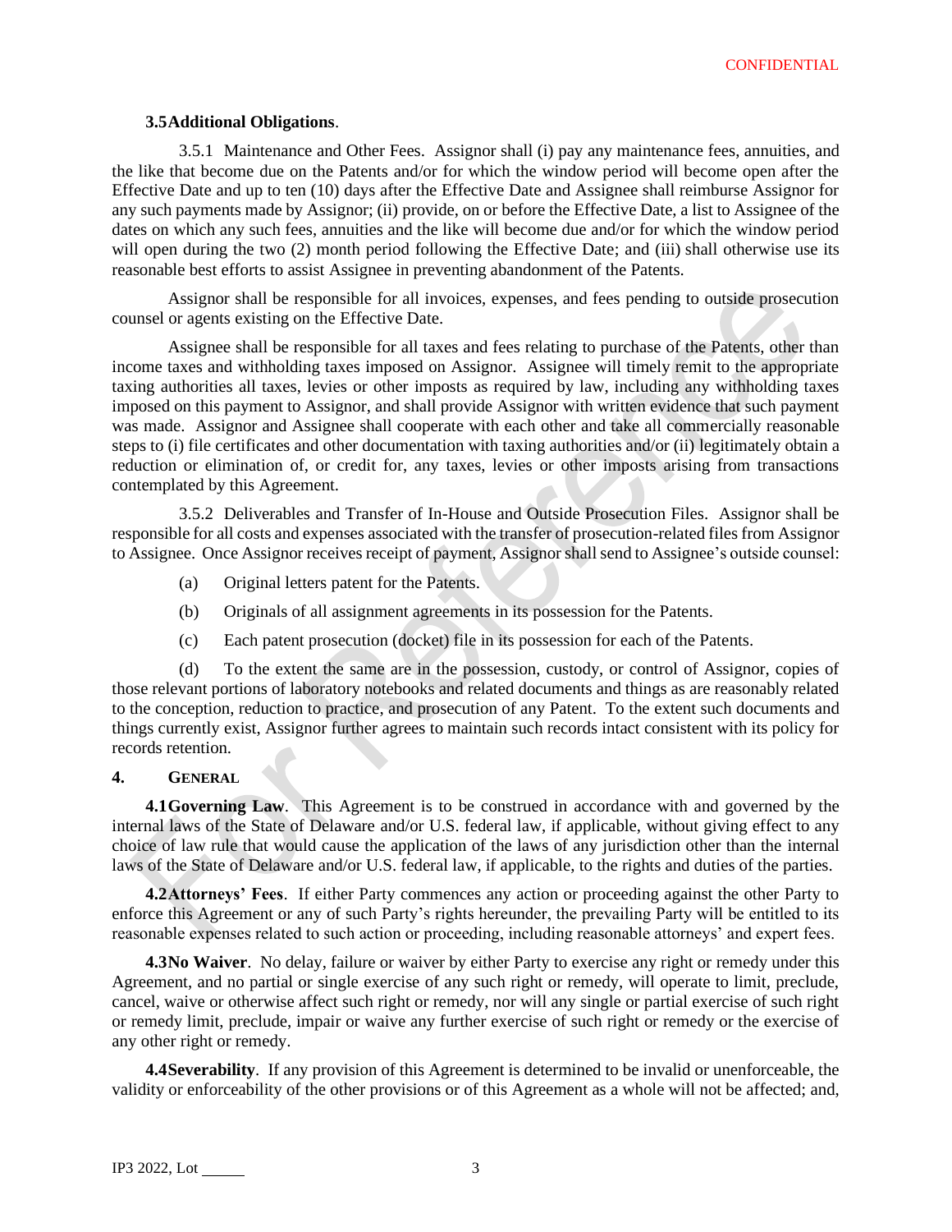**3.5 Additional Obligations**.

3.5.1 Maintenance and Other Fees. Assignor shall (i) pay any maintenance fees, annuities, and the like that become due on the Patents and/or for which the window period will become open after the Effective Date and up to ten (10) days after the Effective Date and Assignee shall reimburse Assignor for any such payments made by Assignor; (ii) provide, on or before the Effective Date, a list to Assignee of the dates on which any such fees, annuities and the like will become due and/or for which the window period will open during the two (2) month period following the Effective Date; and (iii) shall otherwise use its reasonable best efforts to assist Assignee in preventing abandonment of the Patents.

Assignor shall be responsible for all invoices, expenses, and fees pending to outside prosecution counsel or agents existing on the Effective Date.

Assignee shall be responsible for all taxes and fees relating to purchase of the Patents, other than income taxes and withholding taxes imposed on Assignor. Assignee will timely remit to the appropriate taxing authorities all taxes, levies or other imposts as required by law, including any withholding taxes imposed on this payment to Assignor, and shall provide Assignor with written evidence that such payment was made. Assignor and Assignee shall cooperate with each other and take all commercially reasonable steps to (i) file certificates and other documentation with taxing authorities and/or (ii) legitimately obtain a reduction or elimination of, or credit for, any taxes, levies or other imposts arising from transactions contemplated by this Agreement.

3.5.2 Deliverables and Transfer of In-House and Outside Prosecution Files. Assignor shall be responsible for all costs and expenses associated with the transfer of prosecution-related files from Assignor to Assignee. Once Assignor receives receipt of payment, Assignor shall send to Assignee's outside counsel:

(a) Original letters patent for the Patents.

(b) Originals of all assignment agreements in its possession for the Patents.

(c) Each patent prosecution (docket) file in its possession for each of the Patents.

(d) To the extent the same are in the possession, custody, or control of Assignor, copies of those relevant portions of laboratory notebooks and related documents and things as are reasonably related to the conception, reduction to practice, and prosecution of any Patent. To the extent such documents and things currently exist, Assignor further agrees to maintain such records intact consistent with its policy for records retention.

## 4. GENERAL

**4.1 Governing Law**. This Agreement is to be construed in accordance with and governed by the internal laws of the State of Delaware and/or U.S. federal law, if applicable, without giving effect to any choice of law rule that would cause the application of the laws of any jurisdiction other than the internal laws of the State of Delaware and/or U.S. federal law, if applicable, to the rights and duties of the parties.

**4.2 Attorneys' Fees**. If either Party commences any action or proceeding against the other Party to enforce this Agreement or any of such Party's rights hereunder, the prevailing Party will be entitled to its reasonable expenses related to such action or proceeding, including reasonable attorneys' and expert fees.

**4.3 No Waiver**. No delay, failure or waiver by either Party to exercise any right or remedy under this Agreement, and no partial or single exercise of any such right or remedy, will operate to limit, preclude, cancel, waive or otherwise affect such right or remedy, nor will any single or partial exercise of such right or remedy limit, preclude, impair or waive any further exercise of such right or remedy or the exercise of any other right or remedy.

**4.4 Severability**. If any provision of this Agreement is determined to be invalid or unenforceable, the validity or enforceability of the other provisions or of this Agreement as a whole will not be affected; and,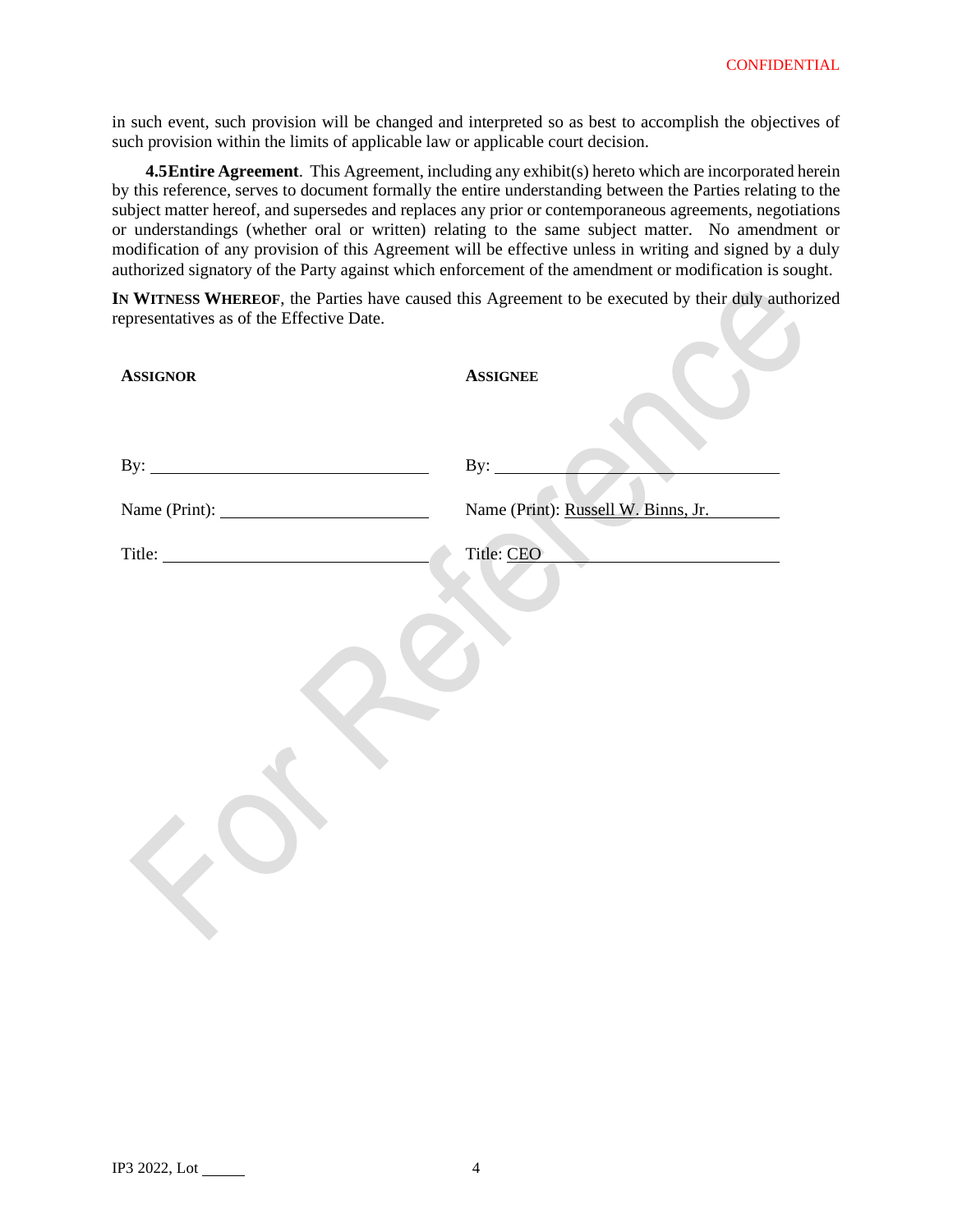in such event, such provision will be changed and interpreted so as best to accomplish the objectives of such provision within the limits of applicable law or applicable court decision.

**4.5 Entire Agreement**. This Agreement, including any exhibit(s) hereto which are incorporated herein by this reference, serves to document formally the entire understanding between the Parties relating to the subject matter hereof, and supersedes and replaces any prior or contemporaneous agreements, negotiations or understandings (whether oral or written) relating to the same subject matter. No amendment or modification of any provision of this Agreement will be effective unless in writing and signed by a duly authorized signatory of the Party against which enforcement of the amendment or modification is sought.

**IN WITNESS WHEREOF**, the Parties have caused this Agreement to be executed by their duly authorized representatives as of the Effective Date.

| **ASSIGNOR** | **ASSIGNEE** |
|---|---|
| By: ______________________ | By: ______________________ |
| Name (Print): ______________________ | Name (Print): Russell W. Binns, Jr. |
| Title: ______________________ | Title: CEO |

IP3 2022, Lot _____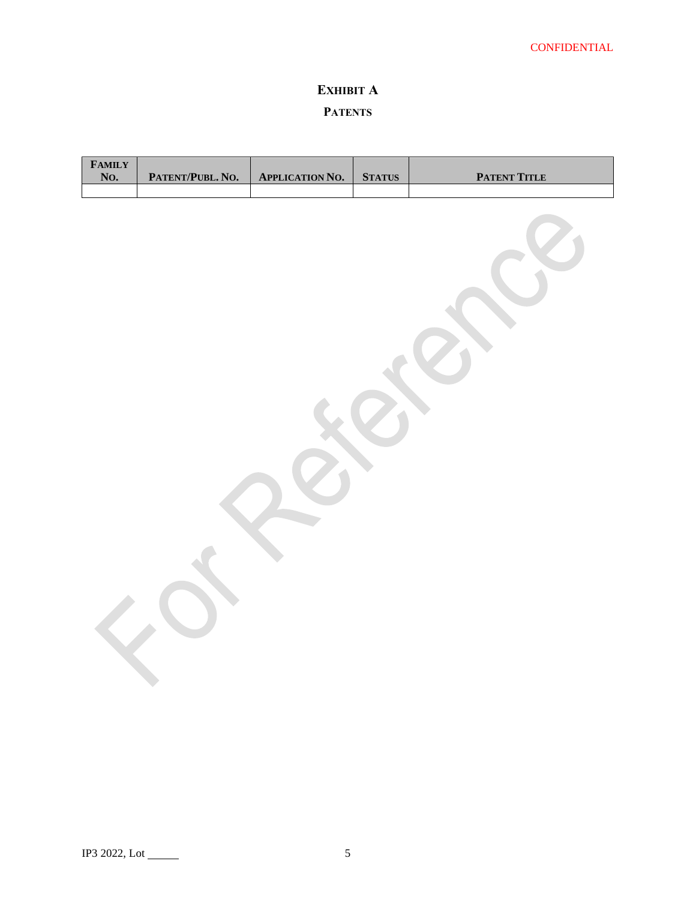CONFIDENTIAL

# Exhibit A

## Patents

| Family No. | Patent/Publ. No. | Application No. | Status | Patent Title |
|---|---|---|---|---|
| | | | | |

For Reference

IP3 2022, Lot ______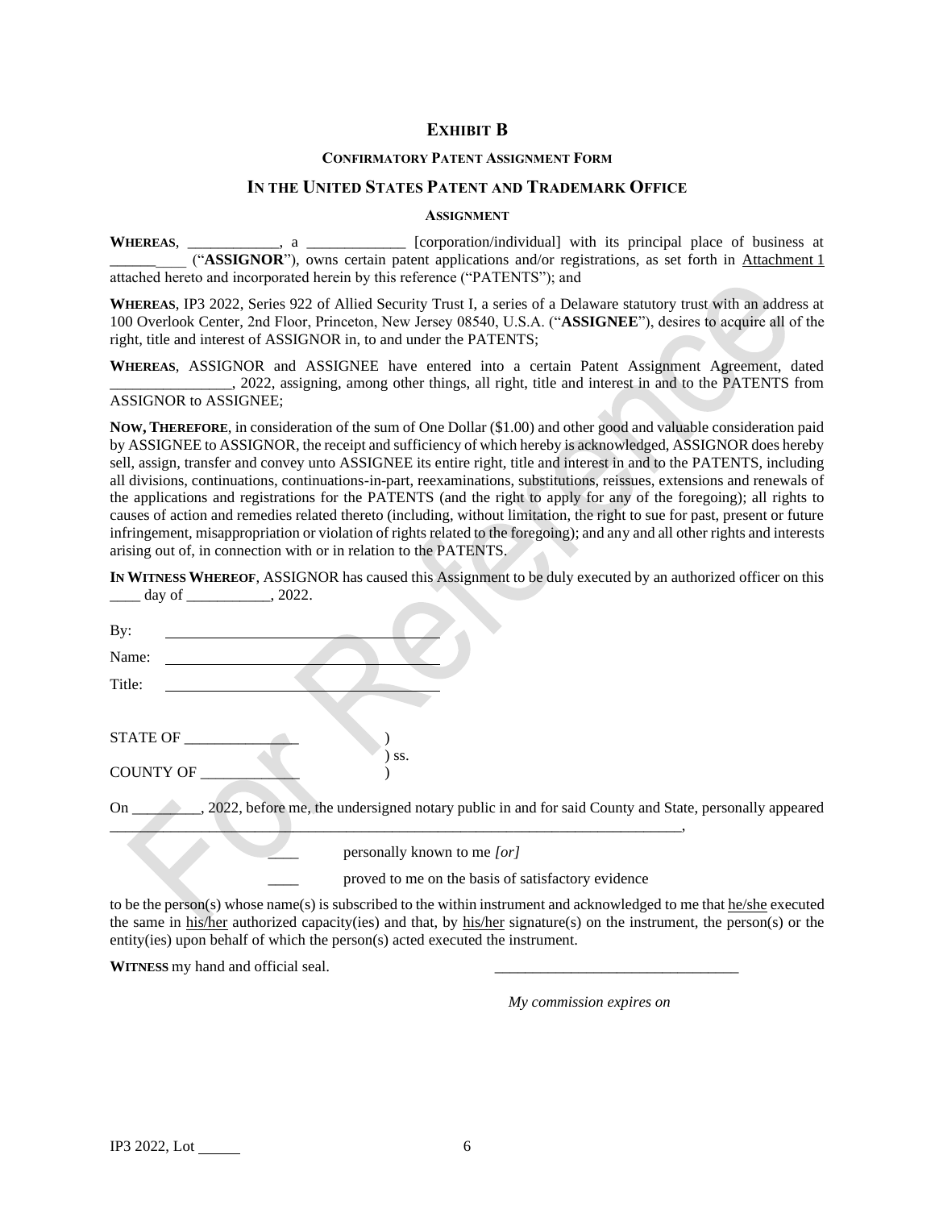# EXHIBIT B

### CONFIRMATORY PATENT ASSIGNMENT FORM

## IN THE UNITED STATES PATENT AND TRADEMARK OFFICE

#### ASSIGNMENT

**WHEREAS**, ____________, a _____________ [corporation/individual] with its principal place of business at __________ ("**ASSIGNOR**"), owns certain patent applications and/or registrations, as set forth in Attachment 1 attached hereto and incorporated herein by this reference ("PATENTS"); and

**WHEREAS**, IP3 2022, Series 922 of Allied Security Trust I, a series of a Delaware statutory trust with an address at 100 Overlook Center, 2nd Floor, Princeton, New Jersey 08540, U.S.A. ("**ASSIGNEE**"), desires to acquire all of the right, title and interest of ASSIGNOR in, to and under the PATENTS;

**WHEREAS**, ASSIGNOR and ASSIGNEE have entered into a certain Patent Assignment Agreement, dated ________________, 2022, assigning, among other things, all right, title and interest in and to the PATENTS from ASSIGNOR to ASSIGNEE;

**NOW, THEREFORE**, in consideration of the sum of One Dollar ($1.00) and other good and valuable consideration paid by ASSIGNEE to ASSIGNOR, the receipt and sufficiency of which hereby is acknowledged, ASSIGNOR does hereby sell, assign, transfer and convey unto ASSIGNEE its entire right, title and interest in and to the PATENTS, including all divisions, continuations, continuations-in-part, reexaminations, substitutions, reissues, extensions and renewals of the applications and registrations for the PATENTS (and the right to apply for any of the foregoing); all rights to causes of action and remedies related thereto (including, without limitation, the right to sue for past, present or future infringement, misappropriation or violation of rights related to the foregoing); and any and all other rights and interests arising out of, in connection with or in relation to the PATENTS.

**IN WITNESS WHEREOF**, ASSIGNOR has caused this Assignment to be duly executed by an authorized officer on this ____ day of ___________, 2022.

By: ______________________________

Name: ______________________________

Title: ______________________________

STATE OF _______________ )
) ss.
COUNTY OF _____________ )

On _________, 2022, before me, the undersigned notary public in and for said County and State, personally appeared ________________________________________________________________________________,

____ personally known to me *[or]*

____ proved to me on the basis of satisfactory evidence

to be the person(s) whose name(s) is subscribed to the within instrument and acknowledged to me that he/she executed the same in his/her authorized capacity(ies) and that, by his/her signature(s) on the instrument, the person(s) or the entity(ies) upon behalf of which the person(s) acted executed the instrument.

**WITNESS** my hand and official seal. ________________________________

*My commission expires on*

IP3 2022, Lot _____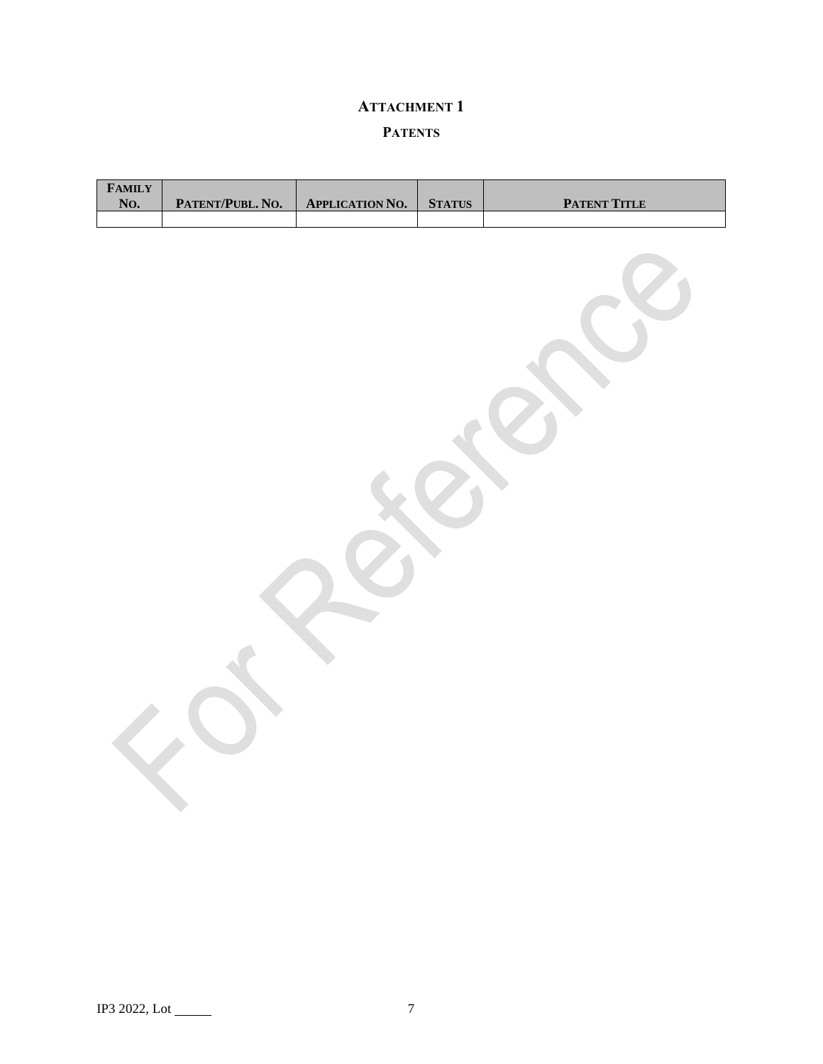# ATTACHMENT 1

## PATENTS

| FAMILY NO. | PATENT/PUBL. NO. | APPLICATION NO. | STATUS | PATENT TITLE |
|---|---|---|---|---|
| | | | | |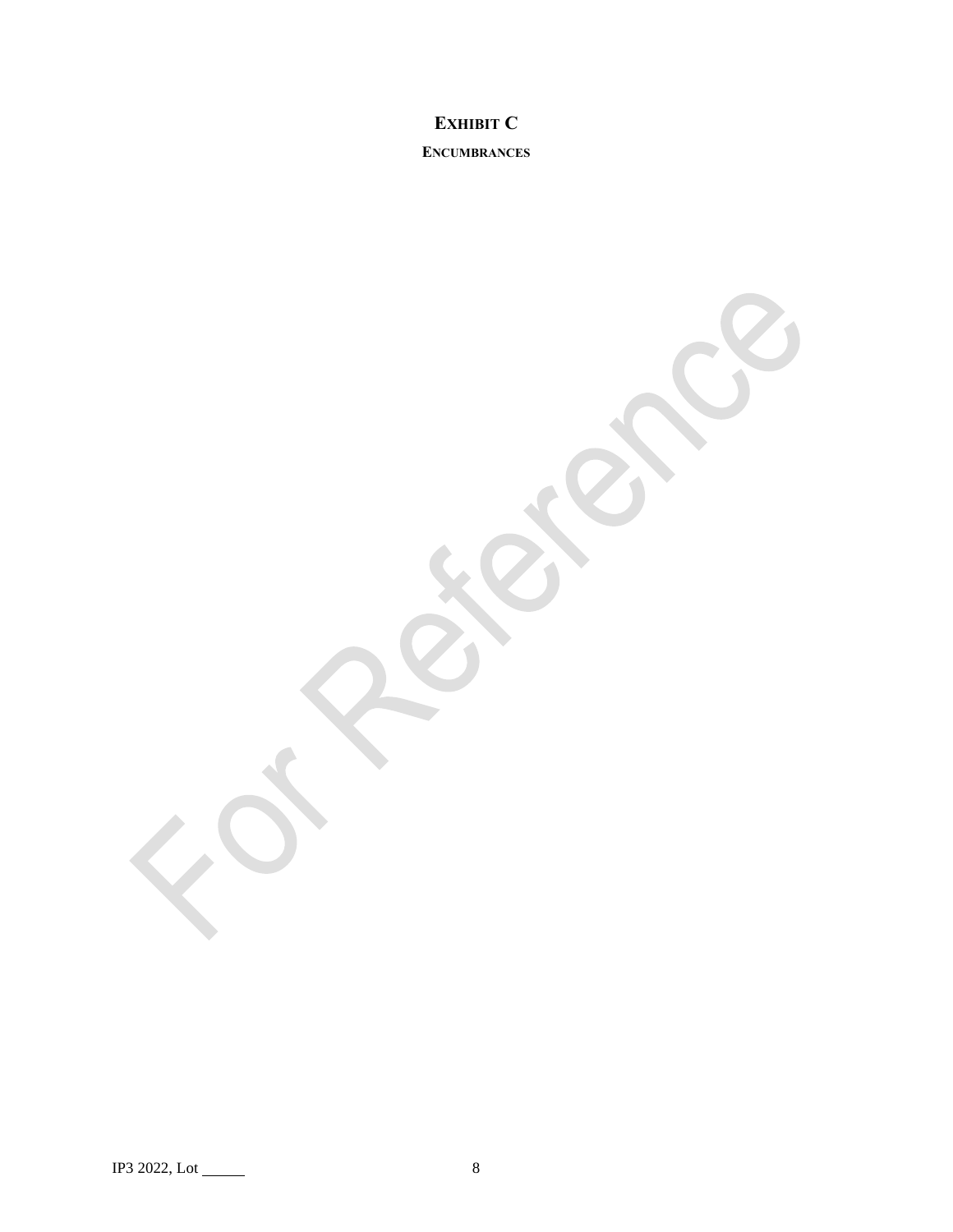# EXHIBIT C

## ENCUMBRANCES